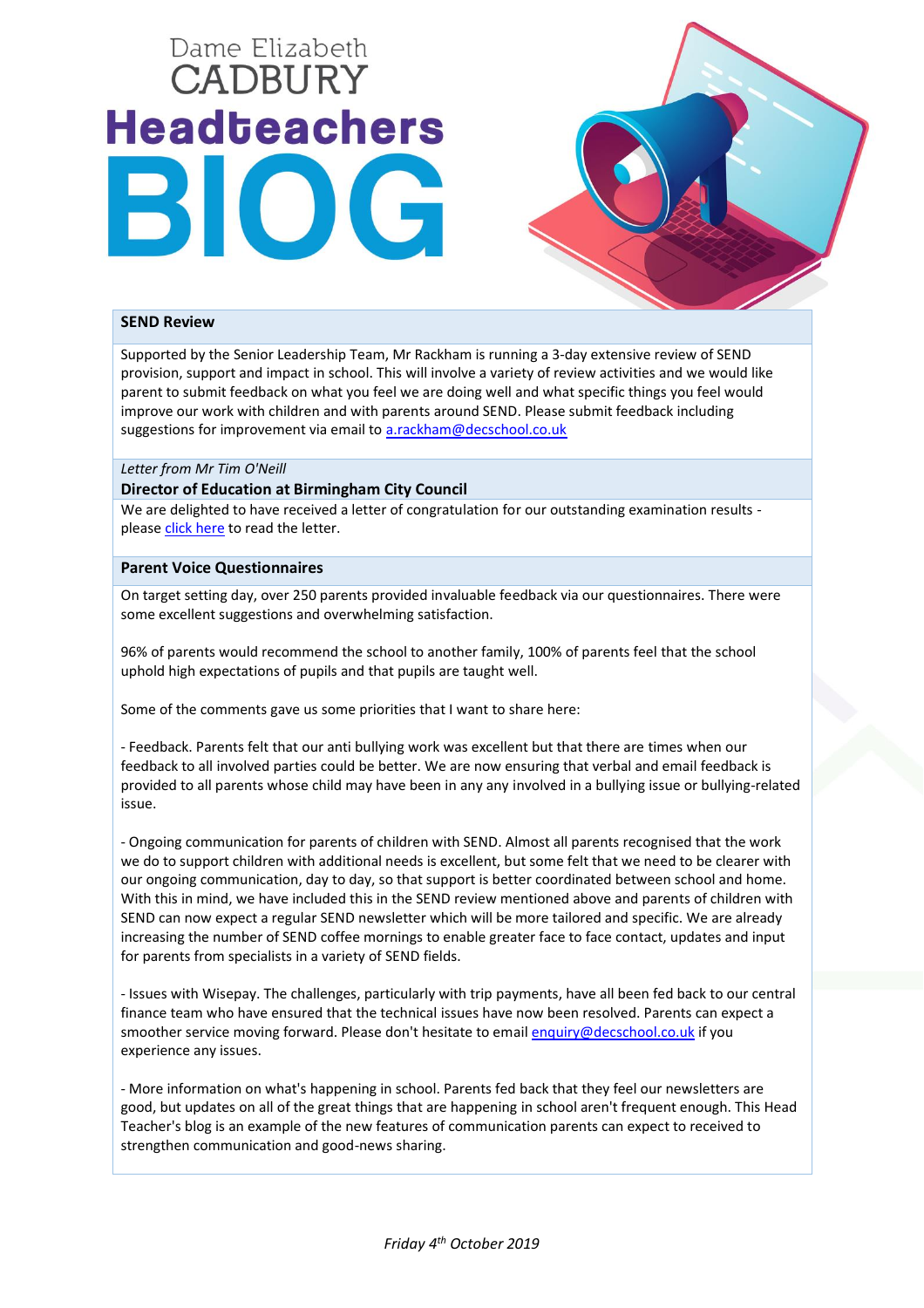Dame Elizabeth CADBURY

# Headteachers BlOG

## SEND Review

Supported by the Senior Leadership Team, Mr Rackham is running a 3-day extensive review of SEND provision, support and impact in school. This will involve a variety of review activities and we would like parent to submit feedback on what you feel we are doing well and what specific things you feel would improve our work with children and with parents around SEND. Please submit feedback including suggestions for improvement via email to a.rackham@decschool.co.uk

*Letter from Mr Tim O'Neill*

## Director of Education at Birmingham City Council

We are delighted to have received a letter of congratulation for our outstanding examination results - please click here to read the letter.

## Parent Voice Questionnaires

On target setting day, over 250 parents provided invaluable feedback via our questionnaires. There were some excellent suggestions and overwhelming satisfaction.

96% of parents would recommend the school to another family, 100% of parents feel that the school uphold high expectations of pupils and that pupils are taught well.

Some of the comments gave us some priorities that I want to share here:

- Feedback. Parents felt that our anti bullying work was excellent but that there are times when our feedback to all involved parties could be better. We are now ensuring that verbal and email feedback is provided to all parents whose child may have been in any any involved in a bullying issue or bullying-related issue.

- Ongoing communication for parents of children with SEND. Almost all parents recognised that the work we do to support children with additional needs is excellent, but some felt that we need to be clearer with our ongoing communication, day to day, so that support is better coordinated between school and home. With this in mind, we have included this in the SEND review mentioned above and parents of children with SEND can now expect a regular SEND newsletter which will be more tailored and specific. We are already increasing the number of SEND coffee mornings to enable greater face to face contact, updates and input for parents from specialists in a variety of SEND fields.

- Issues with Wisepay. The challenges, particularly with trip payments, have all been fed back to our central finance team who have ensured that the technical issues have now been resolved. Parents can expect a smoother service moving forward. Please don't hesitate to email enquiry@decschool.co.uk if you experience any issues.

- More information on what's happening in school. Parents fed back that they feel our newsletters are good, but updates on all of the great things that are happening in school aren't frequent enough. This Head Teacher's blog is an example of the new features of communication parents can expect to received to strengthen communication and good-news sharing.

*Friday 4th October 2019*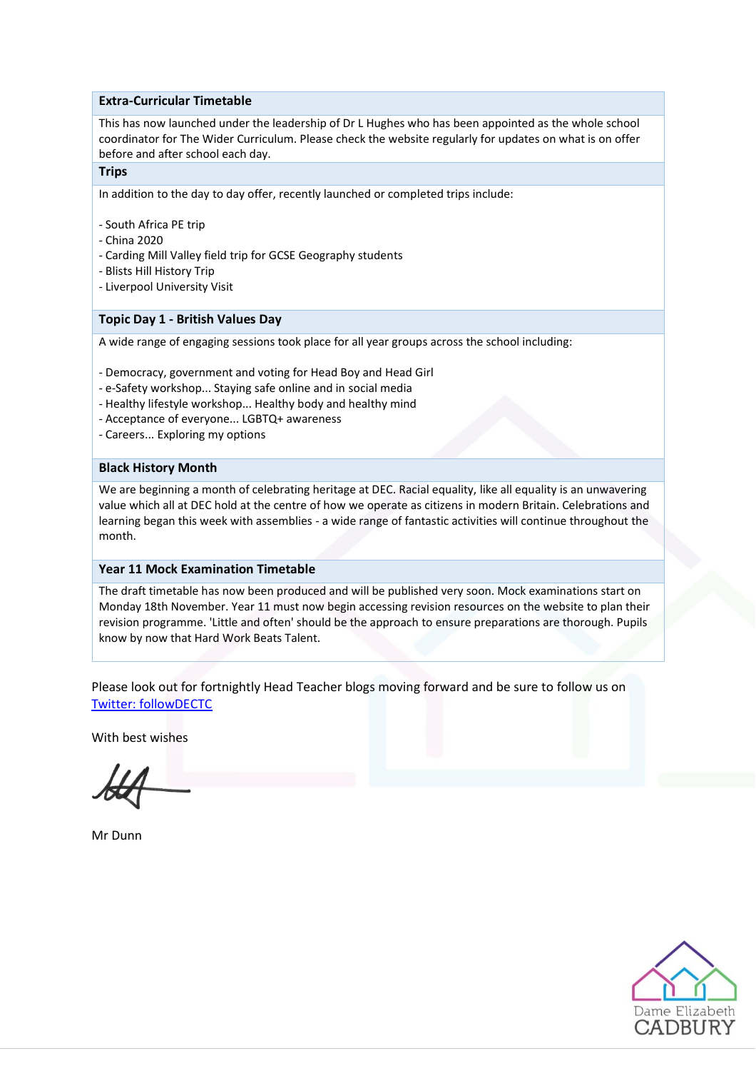## Extra-Curricular Timetable

This has now launched under the leadership of Dr L Hughes who has been appointed as the whole school coordinator for The Wider Curriculum. Please check the website regularly for updates on what is on offer before and after school each day.

## Trips

In addition to the day to day offer, recently launched or completed trips include:

- South Africa PE trip
- China 2020
- Carding Mill Valley field trip for GCSE Geography students
- Blists Hill History Trip
- Liverpool University Visit

## Topic Day 1 - British Values Day

A wide range of engaging sessions took place for all year groups across the school including:

- Democracy, government and voting for Head Boy and Head Girl
- e-Safety workshop... Staying safe online and in social media
- Healthy lifestyle workshop... Healthy body and healthy mind
- Acceptance of everyone... LGBTQ+ awareness
- Careers... Exploring my options

## Black History Month

We are beginning a month of celebrating heritage at DEC. Racial equality, like all equality is an unwavering value which all at DEC hold at the centre of how we operate as citizens in modern Britain. Celebrations and learning began this week with assemblies - a wide range of fantastic activities will continue throughout the month.

## Year 11 Mock Examination Timetable

The draft timetable has now been produced and will be published very soon. Mock examinations start on Monday 18th November. Year 11 must now begin accessing revision resources on the website to plan their revision programme. 'Little and often' should be the approach to ensure preparations are thorough. Pupils know by now that Hard Work Beats Talent.

Please look out for fortnightly Head Teacher blogs moving forward and be sure to follow us on [Twitter: followDECTC]

With best wishes

Mr Dunn

Dame Elizabeth CADBURY